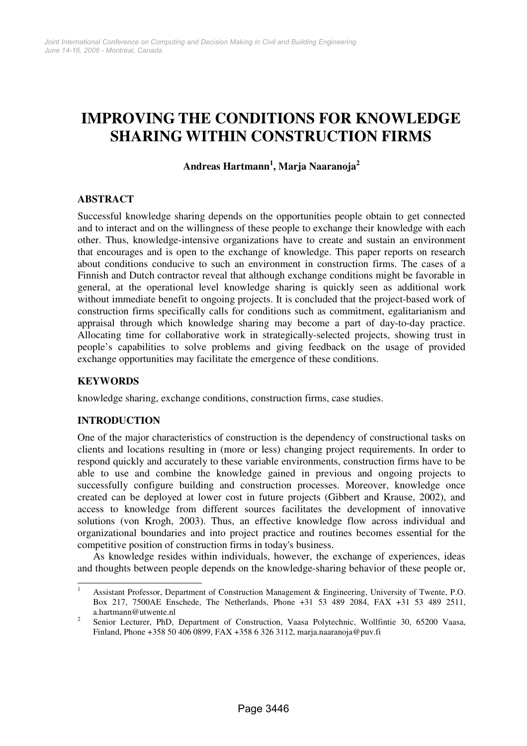# IMPROVING THE CONDITIONS FOR KNOWLEDGE SHARING WITHIN CONSTRUCTION FIRMS

**Andreas Hartmann[1], Marja Naaranoja[2]**

## ABSTRACT

Successful knowledge sharing depends on the opportunities people obtain to get connected and to interact and on the willingness of these people to exchange their knowledge with each other. Thus, knowledge-intensive organizations have to create and sustain an environment that encourages and is open to the exchange of knowledge. This paper reports on research about conditions conducive to such an environment in construction firms. The cases of a Finnish and Dutch contractor reveal that although exchange conditions might be favorable in general, at the operational level knowledge sharing is quickly seen as additional work without immediate benefit to ongoing projects. It is concluded that the project-based work of construction firms specifically calls for conditions such as commitment, egalitarianism and appraisal through which knowledge sharing may become a part of day-to-day practice. Allocating time for collaborative work in strategically-selected projects, showing trust in people's capabilities to solve problems and giving feedback on the usage of provided exchange opportunities may facilitate the emergence of these conditions.

## KEYWORDS

knowledge sharing, exchange conditions, construction firms, case studies.

## INTRODUCTION

One of the major characteristics of construction is the dependency of constructional tasks on clients and locations resulting in (more or less) changing project requirements. In order to respond quickly and accurately to these variable environments, construction firms have to be able to use and combine the knowledge gained in previous and ongoing projects to successfully configure building and construction processes. Moreover, knowledge once created can be deployed at lower cost in future projects (Gibbert and Krause, 2002), and access to knowledge from different sources facilitates the development of innovative solutions (von Krogh, 2003). Thus, an effective knowledge flow across individual and organizational boundaries and into project practice and routines becomes essential for the competitive position of construction firms in today's business.

As knowledge resides within individuals, however, the exchange of experiences, ideas and thoughts between people depends on the knowledge-sharing behavior of these people or,

---

[1] Assistant Professor, Department of Construction Management & Engineering, University of Twente, P.O. Box 217, 7500AE Enschede, The Netherlands, Phone +31 53 489 2084, FAX +31 53 489 2511, a.hartmann@utwente.nl

[2] Senior Lecturer, PhD, Department of Construction, Vaasa Polytechnic, Wolffintie 30, 65200 Vaasa, Finland, Phone +358 50 406 0899, FAX +358 6 326 3112, marja.naaranoja@puv.fi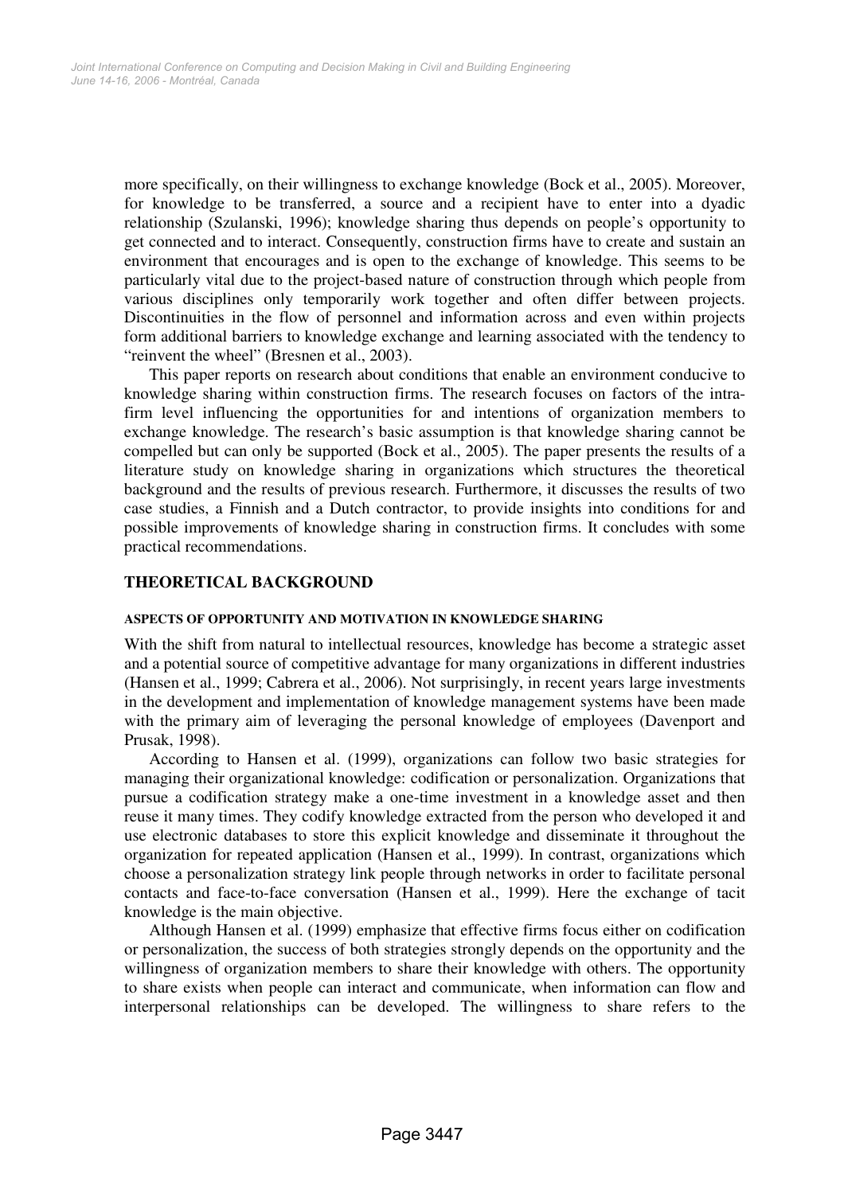more specifically, on their willingness to exchange knowledge (Bock et al., 2005). Moreover, for knowledge to be transferred, a source and a recipient have to enter into a dyadic relationship (Szulanski, 1996); knowledge sharing thus depends on people's opportunity to get connected and to interact. Consequently, construction firms have to create and sustain an environment that encourages and is open to the exchange of knowledge. This seems to be particularly vital due to the project-based nature of construction through which people from various disciplines only temporarily work together and often differ between projects. Discontinuities in the flow of personnel and information across and even within projects form additional barriers to knowledge exchange and learning associated with the tendency to "reinvent the wheel" (Bresnen et al., 2003).

This paper reports on research about conditions that enable an environment conducive to knowledge sharing within construction firms. The research focuses on factors of the intra-firm level influencing the opportunities for and intentions of organization members to exchange knowledge. The research's basic assumption is that knowledge sharing cannot be compelled but can only be supported (Bock et al., 2005). The paper presents the results of a literature study on knowledge sharing in organizations which structures the theoretical background and the results of previous research. Furthermore, it discusses the results of two case studies, a Finnish and a Dutch contractor, to provide insights into conditions for and possible improvements of knowledge sharing in construction firms. It concludes with some practical recommendations.

## THEORETICAL BACKGROUND

### ASPECTS OF OPPORTUNITY AND MOTIVATION IN KNOWLEDGE SHARING

With the shift from natural to intellectual resources, knowledge has become a strategic asset and a potential source of competitive advantage for many organizations in different industries (Hansen et al., 1999; Cabrera et al., 2006). Not surprisingly, in recent years large investments in the development and implementation of knowledge management systems have been made with the primary aim of leveraging the personal knowledge of employees (Davenport and Prusak, 1998).

According to Hansen et al. (1999), organizations can follow two basic strategies for managing their organizational knowledge: codification or personalization. Organizations that pursue a codification strategy make a one-time investment in a knowledge asset and then reuse it many times. They codify knowledge extracted from the person who developed it and use electronic databases to store this explicit knowledge and disseminate it throughout the organization for repeated application (Hansen et al., 1999). In contrast, organizations which choose a personalization strategy link people through networks in order to facilitate personal contacts and face-to-face conversation (Hansen et al., 1999). Here the exchange of tacit knowledge is the main objective.

Although Hansen et al. (1999) emphasize that effective firms focus either on codification or personalization, the success of both strategies strongly depends on the opportunity and the willingness of organization members to share their knowledge with others. The opportunity to share exists when people can interact and communicate, when information can flow and interpersonal relationships can be developed. The willingness to share refers to the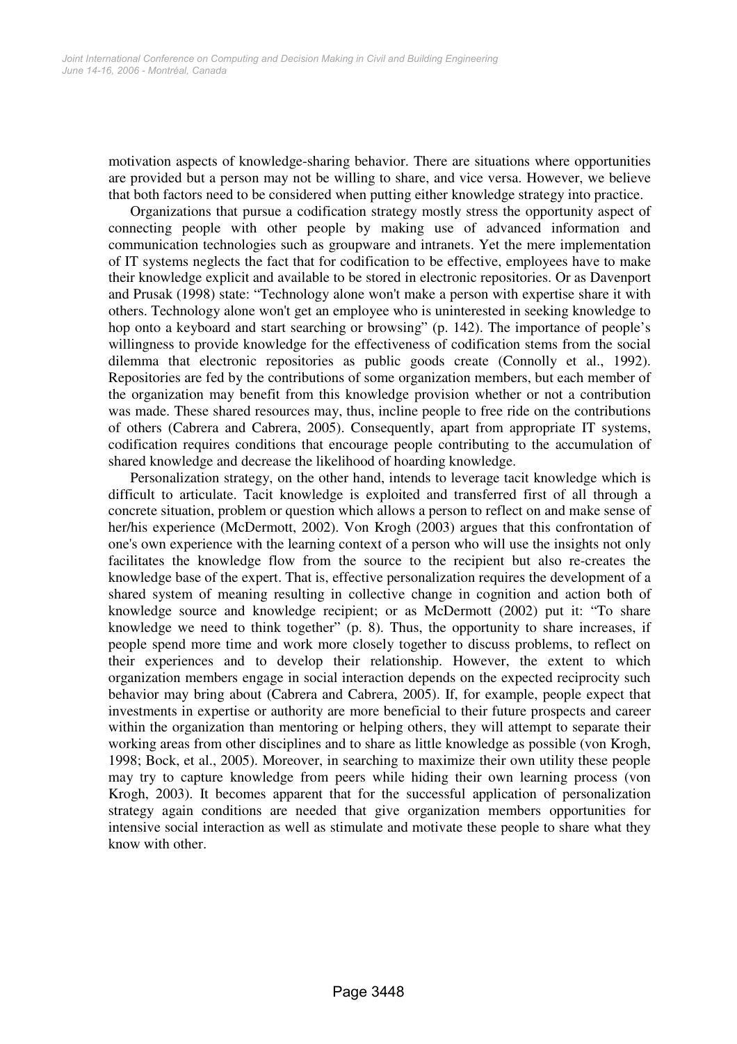motivation aspects of knowledge-sharing behavior. There are situations where opportunities are provided but a person may not be willing to share, and vice versa. However, we believe that both factors need to be considered when putting either knowledge strategy into practice.

Organizations that pursue a codification strategy mostly stress the opportunity aspect of connecting people with other people by making use of advanced information and communication technologies such as groupware and intranets. Yet the mere implementation of IT systems neglects the fact that for codification to be effective, employees have to make their knowledge explicit and available to be stored in electronic repositories. Or as Davenport and Prusak (1998) state: "Technology alone won't make a person with expertise share it with others. Technology alone won't get an employee who is uninterested in seeking knowledge to hop onto a keyboard and start searching or browsing" (p. 142). The importance of people's willingness to provide knowledge for the effectiveness of codification stems from the social dilemma that electronic repositories as public goods create (Connolly et al., 1992). Repositories are fed by the contributions of some organization members, but each member of the organization may benefit from this knowledge provision whether or not a contribution was made. These shared resources may, thus, incline people to free ride on the contributions of others (Cabrera and Cabrera, 2005). Consequently, apart from appropriate IT systems, codification requires conditions that encourage people contributing to the accumulation of shared knowledge and decrease the likelihood of hoarding knowledge.

Personalization strategy, on the other hand, intends to leverage tacit knowledge which is difficult to articulate. Tacit knowledge is exploited and transferred first of all through a concrete situation, problem or question which allows a person to reflect on and make sense of her/his experience (McDermott, 2002). Von Krogh (2003) argues that this confrontation of one's own experience with the learning context of a person who will use the insights not only facilitates the knowledge flow from the source to the recipient but also re-creates the knowledge base of the expert. That is, effective personalization requires the development of a shared system of meaning resulting in collective change in cognition and action both of knowledge source and knowledge recipient; or as McDermott (2002) put it: "To share knowledge we need to think together" (p. 8). Thus, the opportunity to share increases, if people spend more time and work more closely together to discuss problems, to reflect on their experiences and to develop their relationship. However, the extent to which organization members engage in social interaction depends on the expected reciprocity such behavior may bring about (Cabrera and Cabrera, 2005). If, for example, people expect that investments in expertise or authority are more beneficial to their future prospects and career within the organization than mentoring or helping others, they will attempt to separate their working areas from other disciplines and to share as little knowledge as possible (von Krogh, 1998; Bock, et al., 2005). Moreover, in searching to maximize their own utility these people may try to capture knowledge from peers while hiding their own learning process (von Krogh, 2003). It becomes apparent that for the successful application of personalization strategy again conditions are needed that give organization members opportunities for intensive social interaction as well as stimulate and motivate these people to share what they know with other.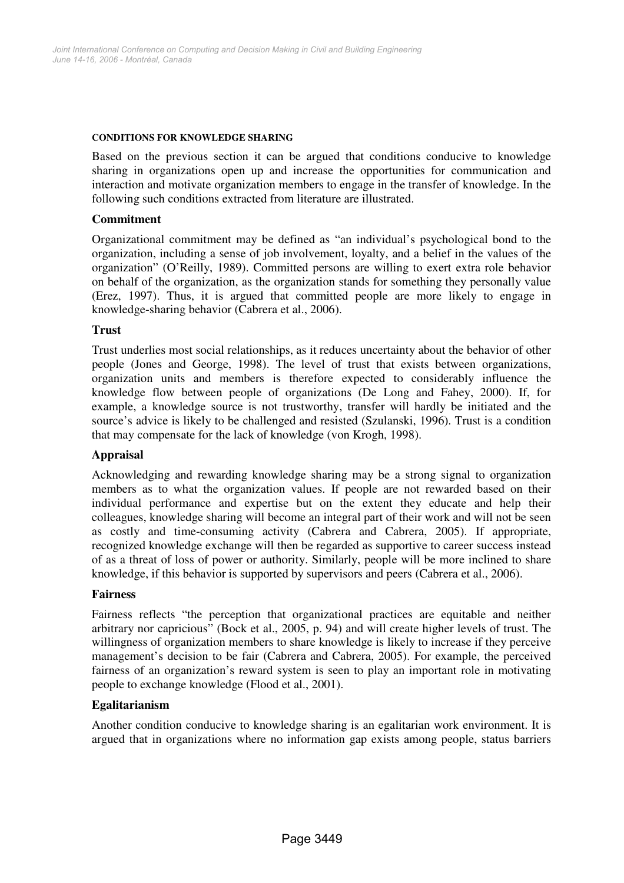## CONDITIONS FOR KNOWLEDGE SHARING

Based on the previous section it can be argued that conditions conducive to knowledge sharing in organizations open up and increase the opportunities for communication and interaction and motivate organization members to engage in the transfer of knowledge. In the following such conditions extracted from literature are illustrated.

### Commitment

Organizational commitment may be defined as "an individual's psychological bond to the organization, including a sense of job involvement, loyalty, and a belief in the values of the organization" (O'Reilly, 1989). Committed persons are willing to exert extra role behavior on behalf of the organization, as the organization stands for something they personally value (Erez, 1997). Thus, it is argued that committed people are more likely to engage in knowledge-sharing behavior (Cabrera et al., 2006).

### Trust

Trust underlies most social relationships, as it reduces uncertainty about the behavior of other people (Jones and George, 1998). The level of trust that exists between organizations, organization units and members is therefore expected to considerably influence the knowledge flow between people of organizations (De Long and Fahey, 2000). If, for example, a knowledge source is not trustworthy, transfer will hardly be initiated and the source's advice is likely to be challenged and resisted (Szulanski, 1996). Trust is a condition that may compensate for the lack of knowledge (von Krogh, 1998).

### Appraisal

Acknowledging and rewarding knowledge sharing may be a strong signal to organization members as to what the organization values. If people are not rewarded based on their individual performance and expertise but on the extent they educate and help their colleagues, knowledge sharing will become an integral part of their work and will not be seen as costly and time-consuming activity (Cabrera and Cabrera, 2005). If appropriate, recognized knowledge exchange will then be regarded as supportive to career success instead of as a threat of loss of power or authority. Similarly, people will be more inclined to share knowledge, if this behavior is supported by supervisors and peers (Cabrera et al., 2006).

### Fairness

Fairness reflects "the perception that organizational practices are equitable and neither arbitrary nor capricious" (Bock et al., 2005, p. 94) and will create higher levels of trust. The willingness of organization members to share knowledge is likely to increase if they perceive management's decision to be fair (Cabrera and Cabrera, 2005). For example, the perceived fairness of an organization's reward system is seen to play an important role in motivating people to exchange knowledge (Flood et al., 2001).

### Egalitarianism

Another condition conducive to knowledge sharing is an egalitarian work environment. It is argued that in organizations where no information gap exists among people, status barriers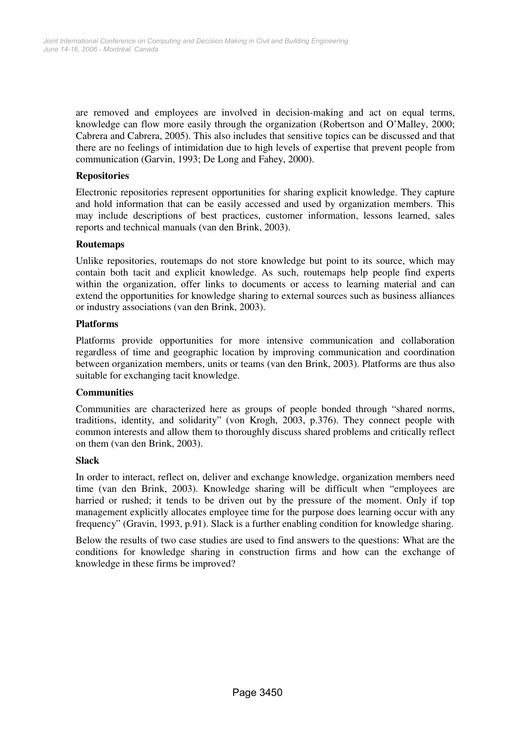are removed and employees are involved in decision-making and act on equal terms, knowledge can flow more easily through the organization (Robertson and O'Malley, 2000; Cabrera and Cabrera, 2005). This also includes that sensitive topics can be discussed and that there are no feelings of intimidation due to high levels of expertise that prevent people from communication (Garvin, 1993; De Long and Fahey, 2000).

**Repositories**

Electronic repositories represent opportunities for sharing explicit knowledge. They capture and hold information that can be easily accessed and used by organization members. This may include descriptions of best practices, customer information, lessons learned, sales reports and technical manuals (van den Brink, 2003).

**Routemaps**

Unlike repositories, routemaps do not store knowledge but point to its source, which may contain both tacit and explicit knowledge. As such, routemaps help people find experts within the organization, offer links to documents or access to learning material and can extend the opportunities for knowledge sharing to external sources such as business alliances or industry associations (van den Brink, 2003).

**Platforms**

Platforms provide opportunities for more intensive communication and collaboration regardless of time and geographic location by improving communication and coordination between organization members, units or teams (van den Brink, 2003). Platforms are thus also suitable for exchanging tacit knowledge.

**Communities**

Communities are characterized here as groups of people bonded through "shared norms, traditions, identity, and solidarity" (von Krogh, 2003, p.376). They connect people with common interests and allow them to thoroughly discuss shared problems and critically reflect on them (van den Brink, 2003).

**Slack**

In order to interact, reflect on, deliver and exchange knowledge, organization members need time (van den Brink, 2003). Knowledge sharing will be difficult when "employees are harried or rushed; it tends to be driven out by the pressure of the moment. Only if top management explicitly allocates employee time for the purpose does learning occur with any frequency" (Gravin, 1993, p.91). Slack is a further enabling condition for knowledge sharing.

Below the results of two case studies are used to find answers to the questions: What are the conditions for knowledge sharing in construction firms and how can the exchange of knowledge in these firms be improved?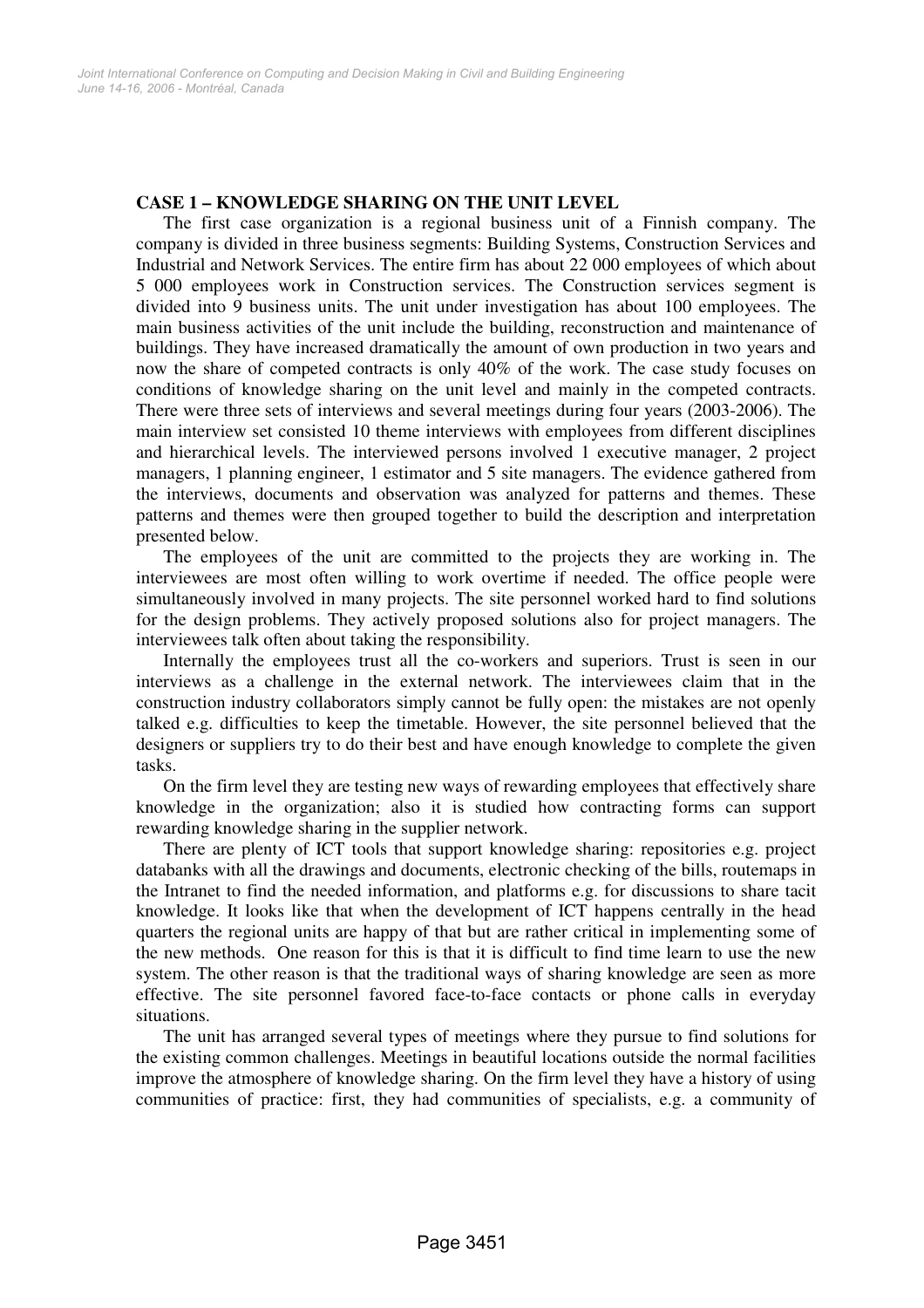### CASE 1 – KNOWLEDGE SHARING ON THE UNIT LEVEL

The first case organization is a regional business unit of a Finnish company. The company is divided in three business segments: Building Systems, Construction Services and Industrial and Network Services. The entire firm has about 22 000 employees of which about 5 000 employees work in Construction services. The Construction services segment is divided into 9 business units. The unit under investigation has about 100 employees. The main business activities of the unit include the building, reconstruction and maintenance of buildings. They have increased dramatically the amount of own production in two years and now the share of competed contracts is only 40% of the work. The case study focuses on conditions of knowledge sharing on the unit level and mainly in the competed contracts. There were three sets of interviews and several meetings during four years (2003-2006). The main interview set consisted 10 theme interviews with employees from different disciplines and hierarchical levels. The interviewed persons involved 1 executive manager, 2 project managers, 1 planning engineer, 1 estimator and 5 site managers. The evidence gathered from the interviews, documents and observation was analyzed for patterns and themes. These patterns and themes were then grouped together to build the description and interpretation presented below.

The employees of the unit are committed to the projects they are working in. The interviewees are most often willing to work overtime if needed. The office people were simultaneously involved in many projects. The site personnel worked hard to find solutions for the design problems. They actively proposed solutions also for project managers. The interviewees talk often about taking the responsibility.

Internally the employees trust all the co-workers and superiors. Trust is seen in our interviews as a challenge in the external network. The interviewees claim that in the construction industry collaborators simply cannot be fully open: the mistakes are not openly talked e.g. difficulties to keep the timetable. However, the site personnel believed that the designers or suppliers try to do their best and have enough knowledge to complete the given tasks.

On the firm level they are testing new ways of rewarding employees that effectively share knowledge in the organization; also it is studied how contracting forms can support rewarding knowledge sharing in the supplier network.

There are plenty of ICT tools that support knowledge sharing: repositories e.g. project databanks with all the drawings and documents, electronic checking of the bills, routemaps in the Intranet to find the needed information, and platforms e.g. for discussions to share tacit knowledge. It looks like that when the development of ICT happens centrally in the head quarters the regional units are happy of that but are rather critical in implementing some of the new methods. One reason for this is that it is difficult to find time learn to use the new system. The other reason is that the traditional ways of sharing knowledge are seen as more effective. The site personnel favored face-to-face contacts or phone calls in everyday situations.

The unit has arranged several types of meetings where they pursue to find solutions for the existing common challenges. Meetings in beautiful locations outside the normal facilities improve the atmosphere of knowledge sharing. On the firm level they have a history of using communities of practice: first, they had communities of specialists, e.g. a community of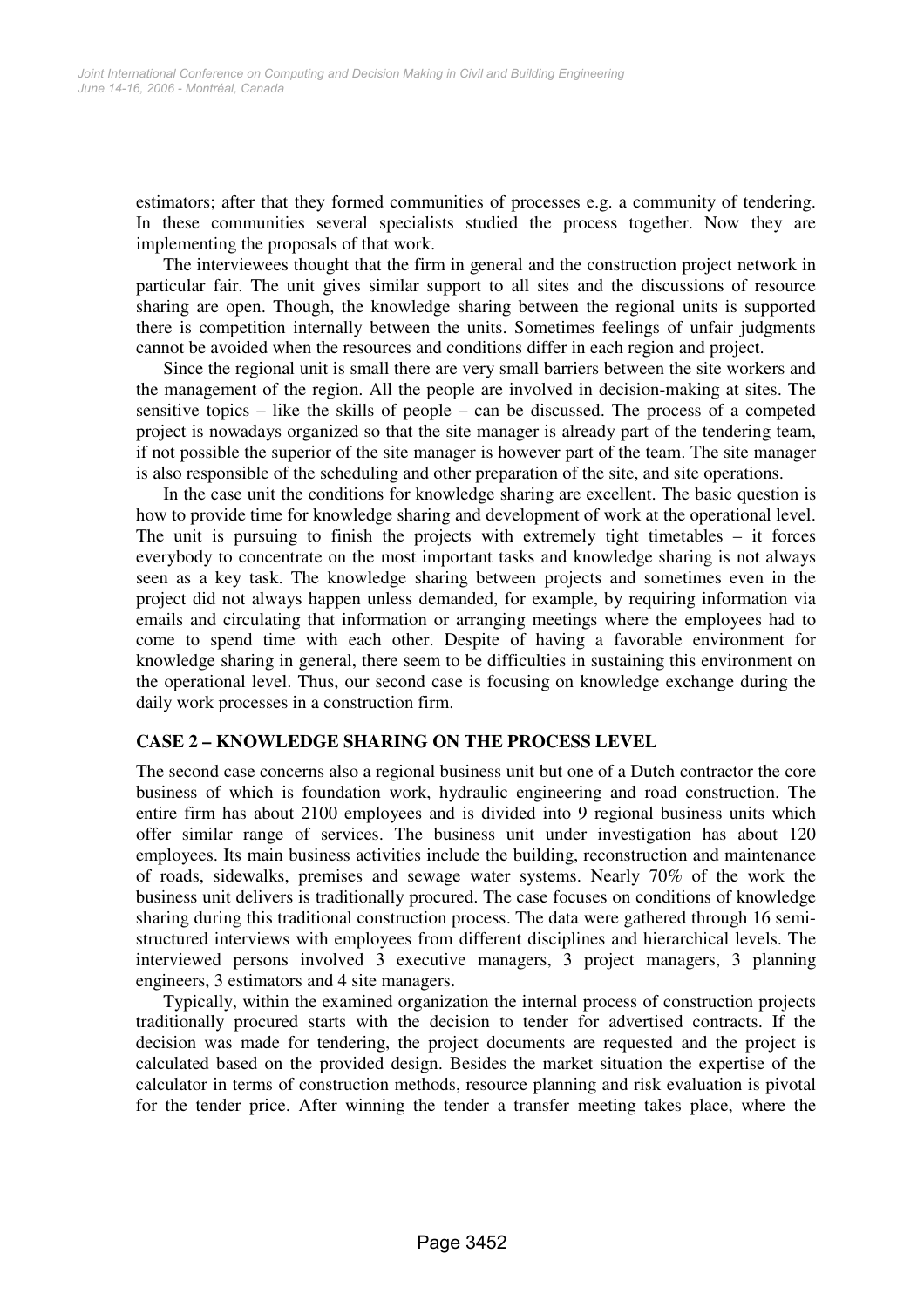estimators; after that they formed communities of processes e.g. a community of tendering. In these communities several specialists studied the process together. Now they are implementing the proposals of that work.

The interviewees thought that the firm in general and the construction project network in particular fair. The unit gives similar support to all sites and the discussions of resource sharing are open. Though, the knowledge sharing between the regional units is supported there is competition internally between the units. Sometimes feelings of unfair judgments cannot be avoided when the resources and conditions differ in each region and project.

Since the regional unit is small there are very small barriers between the site workers and the management of the region. All the people are involved in decision-making at sites. The sensitive topics – like the skills of people – can be discussed. The process of a competed project is nowadays organized so that the site manager is already part of the tendering team, if not possible the superior of the site manager is however part of the team. The site manager is also responsible of the scheduling and other preparation of the site, and site operations.

In the case unit the conditions for knowledge sharing are excellent. The basic question is how to provide time for knowledge sharing and development of work at the operational level. The unit is pursuing to finish the projects with extremely tight timetables – it forces everybody to concentrate on the most important tasks and knowledge sharing is not always seen as a key task. The knowledge sharing between projects and sometimes even in the project did not always happen unless demanded, for example, by requiring information via emails and circulating that information or arranging meetings where the employees had to come to spend time with each other. Despite of having a favorable environment for knowledge sharing in general, there seem to be difficulties in sustaining this environment on the operational level. Thus, our second case is focusing on knowledge exchange during the daily work processes in a construction firm.

## CASE 2 – KNOWLEDGE SHARING ON THE PROCESS LEVEL

The second case concerns also a regional business unit but one of a Dutch contractor the core business of which is foundation work, hydraulic engineering and road construction. The entire firm has about 2100 employees and is divided into 9 regional business units which offer similar range of services. The business unit under investigation has about 120 employees. Its main business activities include the building, reconstruction and maintenance of roads, sidewalks, premises and sewage water systems. Nearly 70% of the work the business unit delivers is traditionally procured. The case focuses on conditions of knowledge sharing during this traditional construction process. The data were gathered through 16 semi-structured interviews with employees from different disciplines and hierarchical levels. The interviewed persons involved 3 executive managers, 3 project managers, 3 planning engineers, 3 estimators and 4 site managers.

Typically, within the examined organization the internal process of construction projects traditionally procured starts with the decision to tender for advertised contracts. If the decision was made for tendering, the project documents are requested and the project is calculated based on the provided design. Besides the market situation the expertise of the calculator in terms of construction methods, resource planning and risk evaluation is pivotal for the tender price. After winning the tender a transfer meeting takes place, where the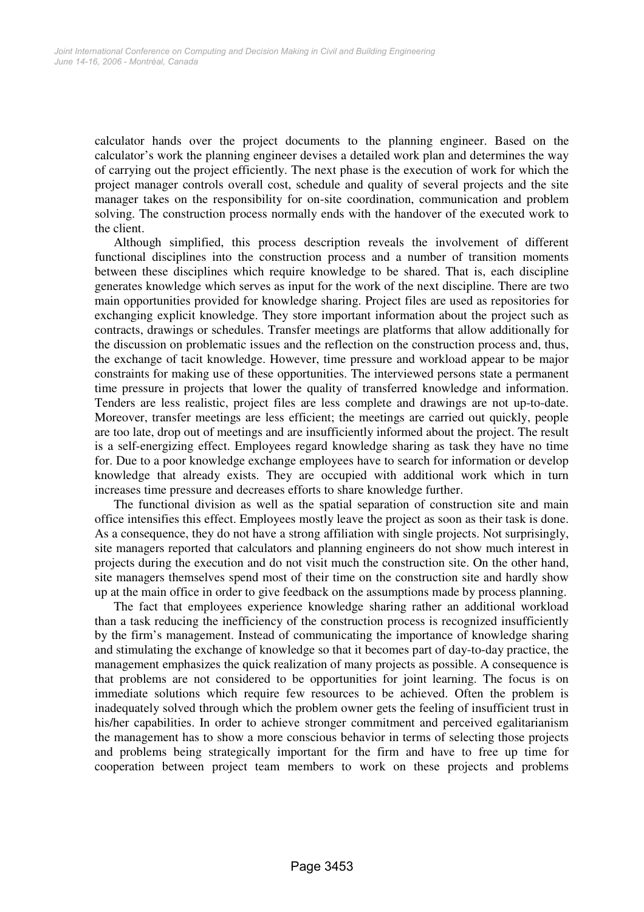calculator hands over the project documents to the planning engineer. Based on the calculator's work the planning engineer devises a detailed work plan and determines the way of carrying out the project efficiently. The next phase is the execution of work for which the project manager controls overall cost, schedule and quality of several projects and the site manager takes on the responsibility for on-site coordination, communication and problem solving. The construction process normally ends with the handover of the executed work to the client.

Although simplified, this process description reveals the involvement of different functional disciplines into the construction process and a number of transition moments between these disciplines which require knowledge to be shared. That is, each discipline generates knowledge which serves as input for the work of the next discipline. There are two main opportunities provided for knowledge sharing. Project files are used as repositories for exchanging explicit knowledge. They store important information about the project such as contracts, drawings or schedules. Transfer meetings are platforms that allow additionally for the discussion on problematic issues and the reflection on the construction process and, thus, the exchange of tacit knowledge. However, time pressure and workload appear to be major constraints for making use of these opportunities. The interviewed persons state a permanent time pressure in projects that lower the quality of transferred knowledge and information. Tenders are less realistic, project files are less complete and drawings are not up-to-date. Moreover, transfer meetings are less efficient; the meetings are carried out quickly, people are too late, drop out of meetings and are insufficiently informed about the project. The result is a self-energizing effect. Employees regard knowledge sharing as task they have no time for. Due to a poor knowledge exchange employees have to search for information or develop knowledge that already exists. They are occupied with additional work which in turn increases time pressure and decreases efforts to share knowledge further.

The functional division as well as the spatial separation of construction site and main office intensifies this effect. Employees mostly leave the project as soon as their task is done. As a consequence, they do not have a strong affiliation with single projects. Not surprisingly, site managers reported that calculators and planning engineers do not show much interest in projects during the execution and do not visit much the construction site. On the other hand, site managers themselves spend most of their time on the construction site and hardly show up at the main office in order to give feedback on the assumptions made by process planning.

The fact that employees experience knowledge sharing rather an additional workload than a task reducing the inefficiency of the construction process is recognized insufficiently by the firm's management. Instead of communicating the importance of knowledge sharing and stimulating the exchange of knowledge so that it becomes part of day-to-day practice, the management emphasizes the quick realization of many projects as possible. A consequence is that problems are not considered to be opportunities for joint learning. The focus is on immediate solutions which require few resources to be achieved. Often the problem is inadequately solved through which the problem owner gets the feeling of insufficient trust in his/her capabilities. In order to achieve stronger commitment and perceived egalitarianism the management has to show a more conscious behavior in terms of selecting those projects and problems being strategically important for the firm and have to free up time for cooperation between project team members to work on these projects and problems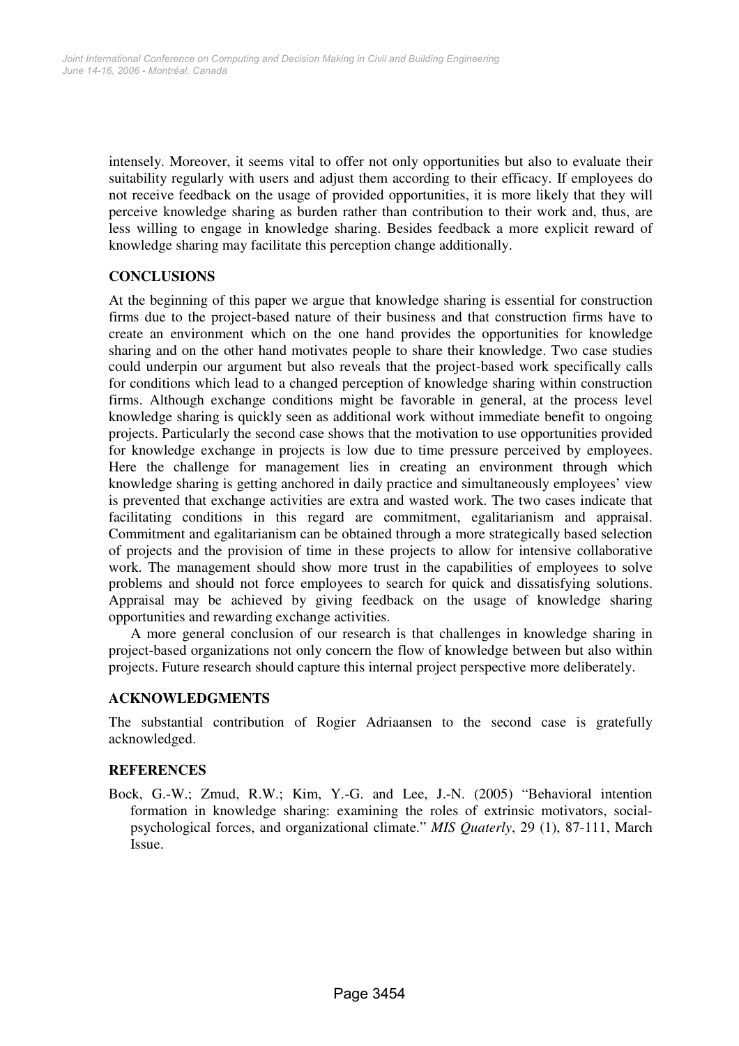intensely. Moreover, it seems vital to offer not only opportunities but also to evaluate their suitability regularly with users and adjust them according to their efficacy. If employees do not receive feedback on the usage of provided opportunities, it is more likely that they will perceive knowledge sharing as burden rather than contribution to their work and, thus, are less willing to engage in knowledge sharing. Besides feedback a more explicit reward of knowledge sharing may facilitate this perception change additionally.

## CONCLUSIONS

At the beginning of this paper we argue that knowledge sharing is essential for construction firms due to the project-based nature of their business and that construction firms have to create an environment which on the one hand provides the opportunities for knowledge sharing and on the other hand motivates people to share their knowledge. Two case studies could underpin our argument but also reveals that the project-based work specifically calls for conditions which lead to a changed perception of knowledge sharing within construction firms. Although exchange conditions might be favorable in general, at the process level knowledge sharing is quickly seen as additional work without immediate benefit to ongoing projects. Particularly the second case shows that the motivation to use opportunities provided for knowledge exchange in projects is low due to time pressure perceived by employees. Here the challenge for management lies in creating an environment through which knowledge sharing is getting anchored in daily practice and simultaneously employees' view is prevented that exchange activities are extra and wasted work. The two cases indicate that facilitating conditions in this regard are commitment, egalitarianism and appraisal. Commitment and egalitarianism can be obtained through a more strategically based selection of projects and the provision of time in these projects to allow for intensive collaborative work. The management should show more trust in the capabilities of employees to solve problems and should not force employees to search for quick and dissatisfying solutions. Appraisal may be achieved by giving feedback on the usage of knowledge sharing opportunities and rewarding exchange activities.

A more general conclusion of our research is that challenges in knowledge sharing in project-based organizations not only concern the flow of knowledge between but also within projects. Future research should capture this internal project perspective more deliberately.

## ACKNOWLEDGMENTS

The substantial contribution of Rogier Adriaansen to the second case is gratefully acknowledged.

## REFERENCES

Bock, G.-W.; Zmud, R.W.; Kim, Y.-G. and Lee, J.-N. (2005) "Behavioral intention formation in knowledge sharing: examining the roles of extrinsic motivators, social-psychological forces, and organizational climate." *MIS Quaterly*, 29 (1), 87-111, March Issue.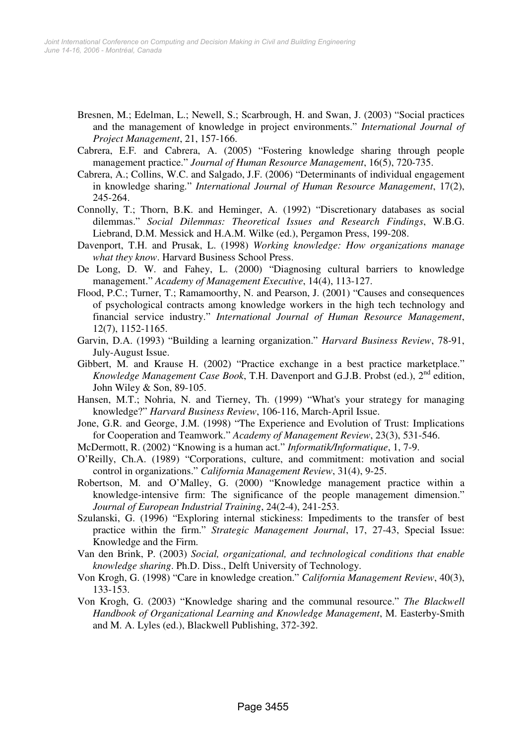Bresnen, M.; Edelman, L.; Newell, S.; Scarbrough, H. and Swan, J. (2003) "Social practices and the management of knowledge in project environments." *International Journal of Project Management*, 21, 157-166.

Cabrera, E.F. and Cabrera, A. (2005) "Fostering knowledge sharing through people management practice." *Journal of Human Resource Management*, 16(5), 720-735.

Cabrera, A.; Collins, W.C. and Salgado, J.F. (2006) "Determinants of individual engagement in knowledge sharing." *International Journal of Human Resource Management*, 17(2), 245-264.

Connolly, T.; Thorn, B.K. and Heminger, A. (1992) "Discretionary databases as social dilemmas." *Social Dilemmas: Theoretical Issues and Research Findings*, W.B.G. Liebrand, D.M. Messick and H.A.M. Wilke (ed.), Pergamon Press, 199-208.

Davenport, T.H. and Prusak, L. (1998) *Working knowledge: How organizations manage what they know*. Harvard Business School Press.

De Long, D. W. and Fahey, L. (2000) "Diagnosing cultural barriers to knowledge management." *Academy of Management Executive*, 14(4), 113-127.

Flood, P.C.; Turner, T.; Ramamoorthy, N. and Pearson, J. (2001) "Causes and consequences of psychological contracts among knowledge workers in the high tech technology and financial service industry." *International Journal of Human Resource Management*, 12(7), 1152-1165.

Garvin, D.A. (1993) "Building a learning organization." *Harvard Business Review*, 78-91, July-August Issue.

Gibbert, M. and Krause H. (2002) "Practice exchange in a best practice marketplace." *Knowledge Management Case Book*, T.H. Davenport and G.J.B. Probst (ed.), 2nd edition, John Wiley & Son, 89-105.

Hansen, M.T.; Nohria, N. and Tierney, Th. (1999) "What's your strategy for managing knowledge?" *Harvard Business Review*, 106-116, March-April Issue.

Jone, G.R. and George, J.M. (1998) "The Experience and Evolution of Trust: Implications for Cooperation and Teamwork." *Academy of Management Review*, 23(3), 531-546.

McDermott, R. (2002) "Knowing is a human act." *Informatik/Informatique*, 1, 7-9.

O'Reilly, Ch.A. (1989) "Corporations, culture, and commitment: motivation and social control in organizations." *California Management Review*, 31(4), 9-25.

Robertson, M. and O'Malley, G. (2000) "Knowledge management practice within a knowledge-intensive firm: The significance of the people management dimension." *Journal of European Industrial Training*, 24(2-4), 241-253.

Szulanski, G. (1996) "Exploring internal stickiness: Impediments to the transfer of best practice within the firm." *Strategic Management Journal*, 17, 27-43, Special Issue: Knowledge and the Firm.

Van den Brink, P. (2003) *Social, organizational, and technological conditions that enable knowledge sharing*. Ph.D. Diss., Delft University of Technology.

Von Krogh, G. (1998) "Care in knowledge creation." *California Management Review*, 40(3), 133-153.

Von Krogh, G. (2003) "Knowledge sharing and the communal resource." *The Blackwell Handbook of Organizational Learning and Knowledge Management*, M. Easterby-Smith and M. A. Lyles (ed.), Blackwell Publishing, 372-392.